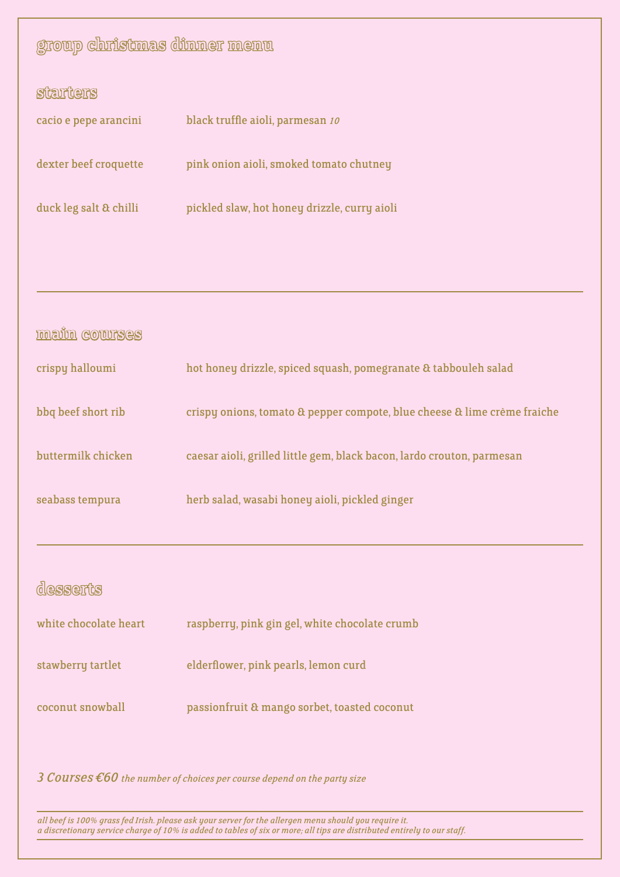# group christmas dinner menu

## starters

cacio e pepe arancini — black truffle aioli, parmesan *10*

dexter beef croquette — pink onion aioli, smoked tomato chutney

duck leg salt & chilli — pickled slaw, hot honey drizzle, curry aioli

---

## main courses

crispy halloumi — hot honey drizzle, spiced squash, pomegranate & tabbouleh salad

bbq beef short rib — crispy onions, tomato & pepper compote, blue cheese & lime crème fraiche

buttermilk chicken — caesar aioli, grilled little gem, black bacon, lardo crouton, parmesan

seabass tempura — herb salad, wasabi honey aioli, pickled ginger

---

## desserts

white chocolate heart — raspberry, pink gin gel, white chocolate crumb

stawberry tartlet — elderflower, pink pearls, lemon curd

coconut snowball — passionfruit & mango sorbet, toasted coconut

*3 Courses €60* *the number of choices per course depend on the party size*

---

*all beef is 100% grass fed Irish. please ask your server for the allergen menu should you require it.*
*a discretionary service charge of 10% is added to tables of six or more; all tips are distributed entirely to our staff.*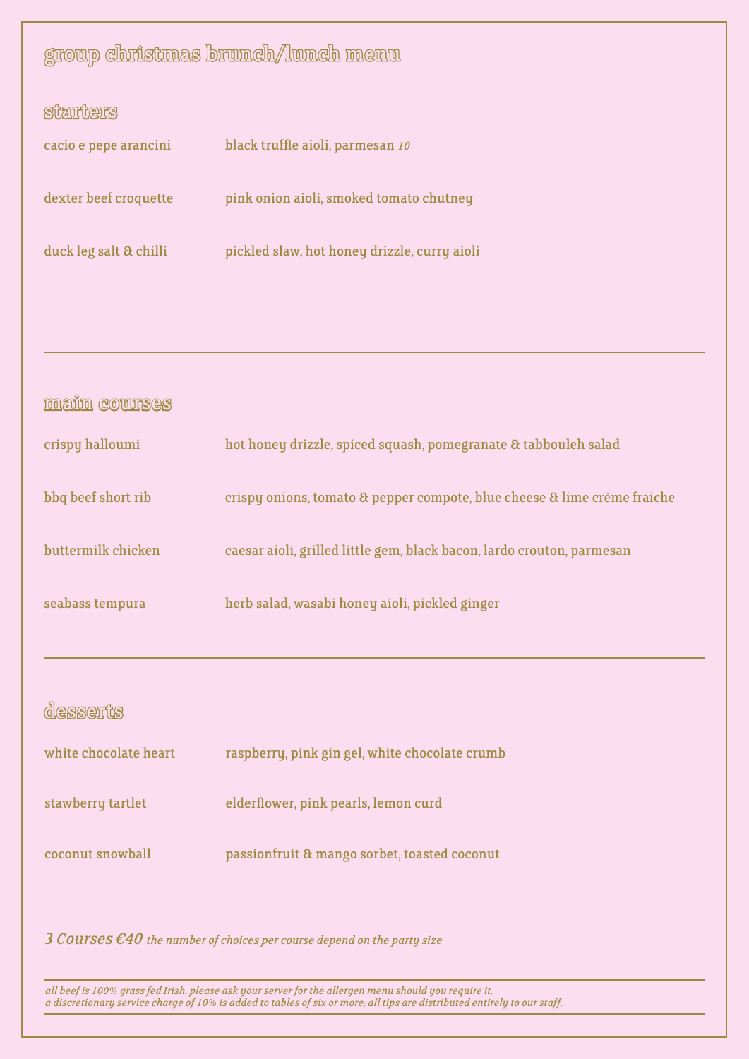# group christmas brunch/lunch menu

## starters

| | |
|---|---|
| cacio e pepe arancini | black truffle aioli, parmesan *10* |
| dexter beef croquette | pink onion aioli, smoked tomato chutney |
| duck leg salt & chilli | pickled slaw, hot honey drizzle, curry aioli |

## main courses

| | |
|---|---|
| crispy halloumi | hot honey drizzle, spiced squash, pomegranate & tabbouleh salad |
| bbq beef short rib | crispy onions, tomato & pepper compote, blue cheese & lime crème fraiche |
| buttermilk chicken | caesar aioli, grilled little gem, black bacon, lardo crouton, parmesan |
| seabass tempura | herb salad, wasabi honey aioli, pickled ginger |

## desserts

| | |
|---|---|
| white chocolate heart | raspberry, pink gin gel, white chocolate crumb |
| stawberry tartlet | elderflower, pink pearls, lemon curd |
| coconut snowball | passionfruit & mango sorbet, toasted coconut |

*3 Courses €40* *the number of choices per course depend on the party size*

*all beef is 100% grass fed Irish. please ask your server for the allergen menu should you require it.*
*a discretionary service charge of 10% is added to tables of six or more; all tips are distributed entirely to our staff.*